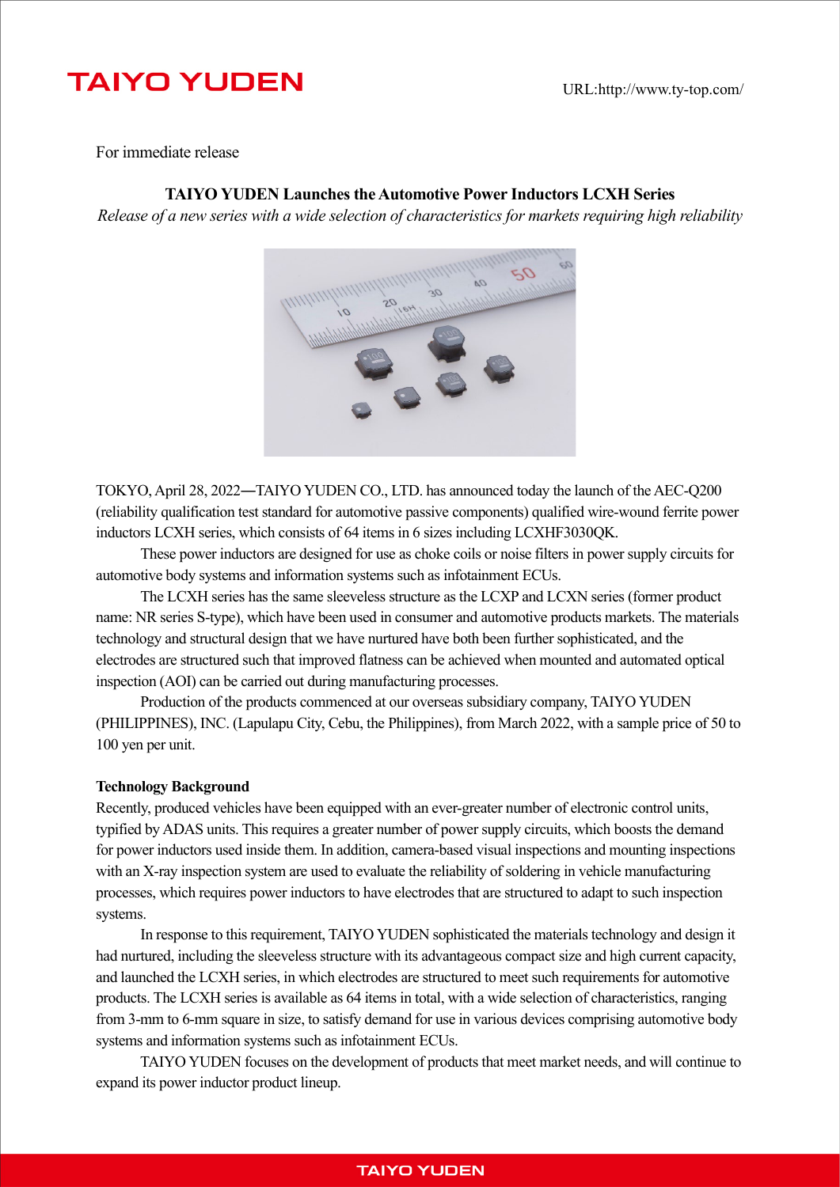TAIYO YUDEN

URL:http://www.ty-top.com/

For immediate release

# TAIYO YUDEN Launches the Automotive Power Inductors LCXH Series

*Release of a new series with a wide selection of characteristics for markets requiring high reliability*

TOKYO, April 28, 2022—TAIYO YUDEN CO., LTD. has announced today the launch of the AEC-Q200 (reliability qualification test standard for automotive passive components) qualified wire-wound ferrite power inductors LCXH series, which consists of 64 items in 6 sizes including LCXHF3030QK.

These power inductors are designed for use as choke coils or noise filters in power supply circuits for automotive body systems and information systems such as infotainment ECUs.

The LCXH series has the same sleeveless structure as the LCXP and LCXN series (former product name: NR series S-type), which have been used in consumer and automotive products markets. The materials technology and structural design that we have nurtured have both been further sophisticated, and the electrodes are structured such that improved flatness can be achieved when mounted and automated optical inspection (AOI) can be carried out during manufacturing processes.

Production of the products commenced at our overseas subsidiary company, TAIYO YUDEN (PHILIPPINES), INC. (Lapulapu City, Cebu, the Philippines), from March 2022, with a sample price of 50 to 100 yen per unit.

**Technology Background**

Recently, produced vehicles have been equipped with an ever-greater number of electronic control units, typified by ADAS units. This requires a greater number of power supply circuits, which boosts the demand for power inductors used inside them. In addition, camera-based visual inspections and mounting inspections with an X-ray inspection system are used to evaluate the reliability of soldering in vehicle manufacturing processes, which requires power inductors to have electrodes that are structured to adapt to such inspection systems.

In response to this requirement, TAIYO YUDEN sophisticated the materials technology and design it had nurtured, including the sleeveless structure with its advantageous compact size and high current capacity, and launched the LCXH series, in which electrodes are structured to meet such requirements for automotive products. The LCXH series is available as 64 items in total, with a wide selection of characteristics, ranging from 3-mm to 6-mm square in size, to satisfy demand for use in various devices comprising automotive body systems and information systems such as infotainment ECUs.

TAIYO YUDEN focuses on the development of products that meet market needs, and will continue to expand its power inductor product lineup.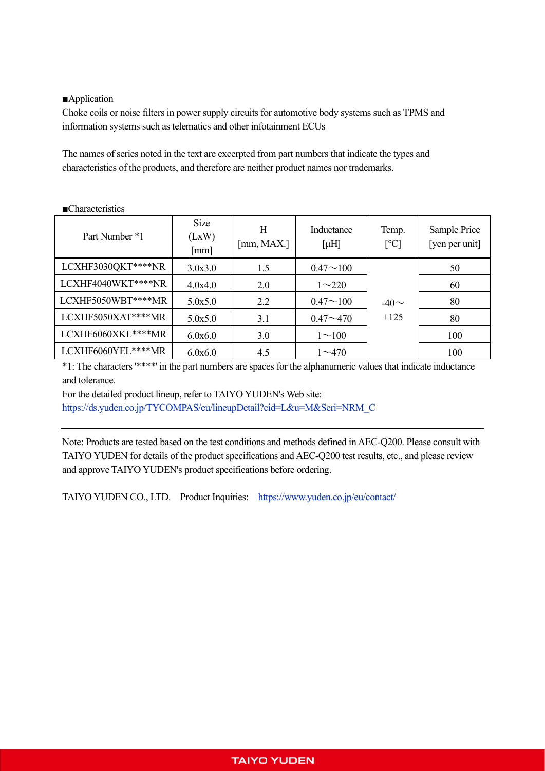■Application

Choke coils or noise filters in power supply circuits for automotive body systems such as TPMS and information systems such as telematics and other infotainment ECUs

The names of series noted in the text are excerpted from part numbers that indicate the types and characteristics of the products, and therefore are neither product names nor trademarks.

■Characteristics

| Part Number *1 | Size (LxW) [mm] | H [mm, MAX.] | Inductance [μH] | Temp. [°C] | Sample Price [yen per unit] |
|---|---|---|---|---|---|
| LCXHF3030QKT****NR | 3.0x3.0 | 1.5 | 0.47～100 | -40～ +125 | 50 |
| LCXHF4040WKT****NR | 4.0x4.0 | 2.0 | 1～220 | | 60 |
| LCXHF5050WBT****MR | 5.0x5.0 | 2.2 | 0.47～100 | | 80 |
| LCXHF5050XAT****MR | 5.0x5.0 | 3.1 | 0.47～470 | | 80 |
| LCXHF6060XKL****MR | 6.0x6.0 | 3.0 | 1～100 | | 100 |
| LCXHF6060YEL****MR | 6.0x6.0 | 4.5 | 1～470 | | 100 |

*1: The characters '****' in the part numbers are spaces for the alphanumeric values that indicate inductance and tolerance.

For the detailed product lineup, refer to TAIYO YUDEN's Web site:

https://ds.yuden.co.jp/TYCOMPAS/eu/lineupDetail?cid=L&u=M&Seri=NRM_C

---

Note: Products are tested based on the test conditions and methods defined in AEC-Q200. Please consult with TAIYO YUDEN for details of the product specifications and AEC-Q200 test results, etc., and please review and approve TAIYO YUDEN's product specifications before ordering.

TAIYO YUDEN CO., LTD.　Product Inquiries:　https://www.yuden.co.jp/eu/contact/